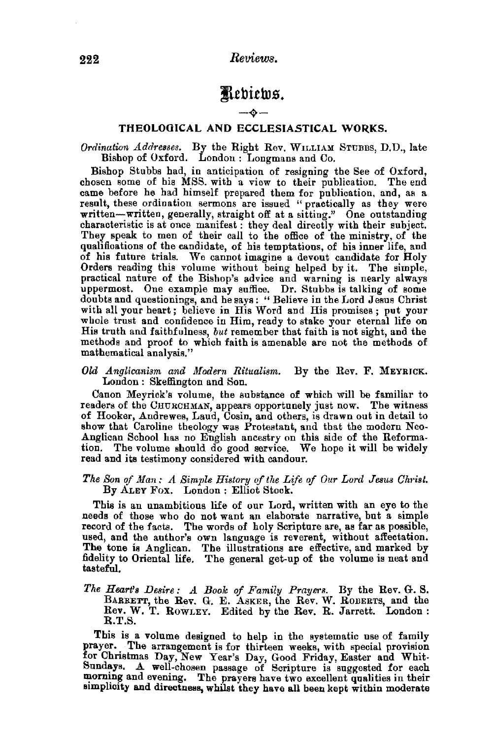# Reviews.

---

## THEOLOGICAL AND ECCLESIASTICAL WORKS.

*Ordination Addresses.* By the Right Rev. WILLIAM STUBBS, D.D., late Bishop of Oxford. London: Longmans and Co.

Bishop Stubbs had, in anticipation of resigning the See of Oxford, chosen some of his MSS. with a view to their publication. The end came before he had himself prepared them for publication, and, as a result, these ordination sermons are issued "practically as they were written—written, generally, straight off at a sitting." One outstanding characteristic is at once manifest: they deal directly with their subject. They speak to men of their call to the office of the ministry, of the qualifications of the candidate, of his temptations, of his inner life, and of his future trials. We cannot imagine a devout candidate for Holy Orders reading this volume without being helped by it. The simple, practical nature of the Bishop's advice and warning is nearly always uppermost. One example may suffice. Dr. Stubbs is talking of some doubts and questionings, and he says: "Believe in the Lord Jesus Christ with all your heart; believe in His Word and His promises; put your whole trust and confidence in Him, ready to stake your eternal life on His truth and faithfulness, *but* remember that faith is not sight, and the methods and proof to which faith is amenable are not the methods of mathematical analysis."

*Old Anglicanism and Modern Ritualism.* By the Rev. F. MEYRICK. London: Skeffington and Son.

Canon Meyrick's volume, the substance of which will be familiar to readers of the CHURCHMAN, appears opportunely just now. The witness of Hooker, Andrewes, Laud, Cosin, and others, is drawn out in detail to show that Caroline theology was Protestant, and that the modern Neo-Anglican School has no English ancestry on this side of the Reformation. The volume should do good service. We hope it will be widely read and its testimony considered with candour.

*The Son of Man: A Simple History of the Life of Our Lord Jesus Christ.* By ALEY FOX. London: Elliot Stock.

This is an unambitious life of our Lord, written with an eye to the needs of those who do not want an elaborate narrative, but a simple record of the facts. The words of holy Scripture are, as far as possible, used, and the author's own language is reverent, without affectation. The tone is Anglican. The illustrations are effective, and marked by fidelity to Oriental life. The general get-up of the volume is neat and tasteful.

*The Heart's Desire: A Book of Family Prayers.* By the Rev. G. S. BARRETT, the Rev. G. E. ASKER, the Rev. W. ROBERTS, and the Rev. W. T. ROWLEY. Edited by the Rev. R. Jarrett. London: R.T.S.

This is a volume designed to help in the systematic use of family prayer. The arrangement is for thirteen weeks, with special provision for Christmas Day, New Year's Day, Good Friday, Easter and Whit-Sundays. A well-chosen passage of Scripture is suggested for each morning and evening. The prayers have two excellent qualities in their simplicity and directness, whilst they have all been kept within moderate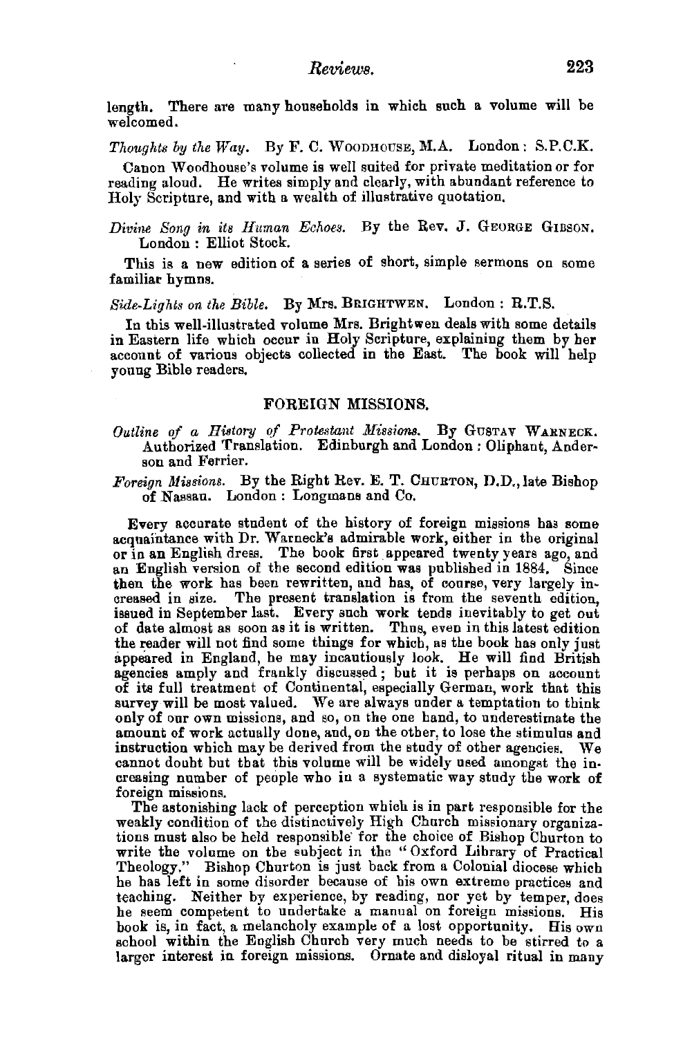length. There are many households in which such a volume will be welcomed.

*Thoughts by the Way.* By F. C. Woodhouse, M.A. London: S.P.C.K.

Canon Woodhouse's volume is well suited for private meditation or for reading aloud. He writes simply and clearly, with abundant reference to Holy Scripture, and with a wealth of illustrative quotation.

*Divine Song in its Human Echoes.* By the Rev. J. George Gibson. London: Elliot Stock.

This is a new edition of a series of short, simple sermons on some familiar hymns.

*Side-Lights on the Bible.* By Mrs. Brightwen. London: R.T.S.

In this well-illustrated volume Mrs. Brightwen deals with some details in Eastern life which occur in Holy Scripture, explaining them by her account of various objects collected in the East. The book will help young Bible readers.

## FOREIGN MISSIONS.

*Outline of a History of Protestant Missions.* By Gustav Warneck. Authorized Translation. Edinburgh and London: Oliphant, Anderson and Ferrier.

*Foreign Missions.* By the Right Rev. E. T. Churton, D.D., late Bishop of Nassau. London: Longmans and Co.

Every accurate student of the history of foreign missions has some acquaintance with Dr. Warneck's admirable work, either in the original or in an English dress. The book first appeared twenty years ago, and an English version of the second edition was published in 1884. Since then the work has been rewritten, and has, of course, very largely increased in size. The present translation is from the seventh edition, issued in September last. Every such work tends inevitably to get out of date almost as soon as it is written. Thus, even in this latest edition the reader will not find some things for which, as the book has only just appeared in England, he may incautiously look. He will find British agencies amply and frankly discussed; but it is perhaps on account of its full treatment of Continental, especially German, work that this survey will be most valued. We are always under a temptation to think only of our own missions, and so, on the one hand, to underestimate the amount of work actually done, and, on the other, to lose the stimulus and instruction which may be derived from the study of other agencies. We cannot doubt but that this volume will be widely used amongst the increasing number of people who in a systematic way study the work of foreign missions.

The astonishing lack of perception which is in part responsible for the weakly condition of the distinctively High Church missionary organizations must also be held responsible for the choice of Bishop Churton to write the volume on the subject in the "Oxford Library of Practical Theology." Bishop Churton is just back from a Colonial diocese which he has left in some disorder because of his own extreme practices and teaching. Neither by experience, by reading, nor yet by temper, does he seem competent to undertake a manual on foreign missions. His book is, in fact, a melancholy example of a lost opportunity. His own school within the English Church very much needs to be stirred to a larger interest in foreign missions. Ornate and disloyal ritual in many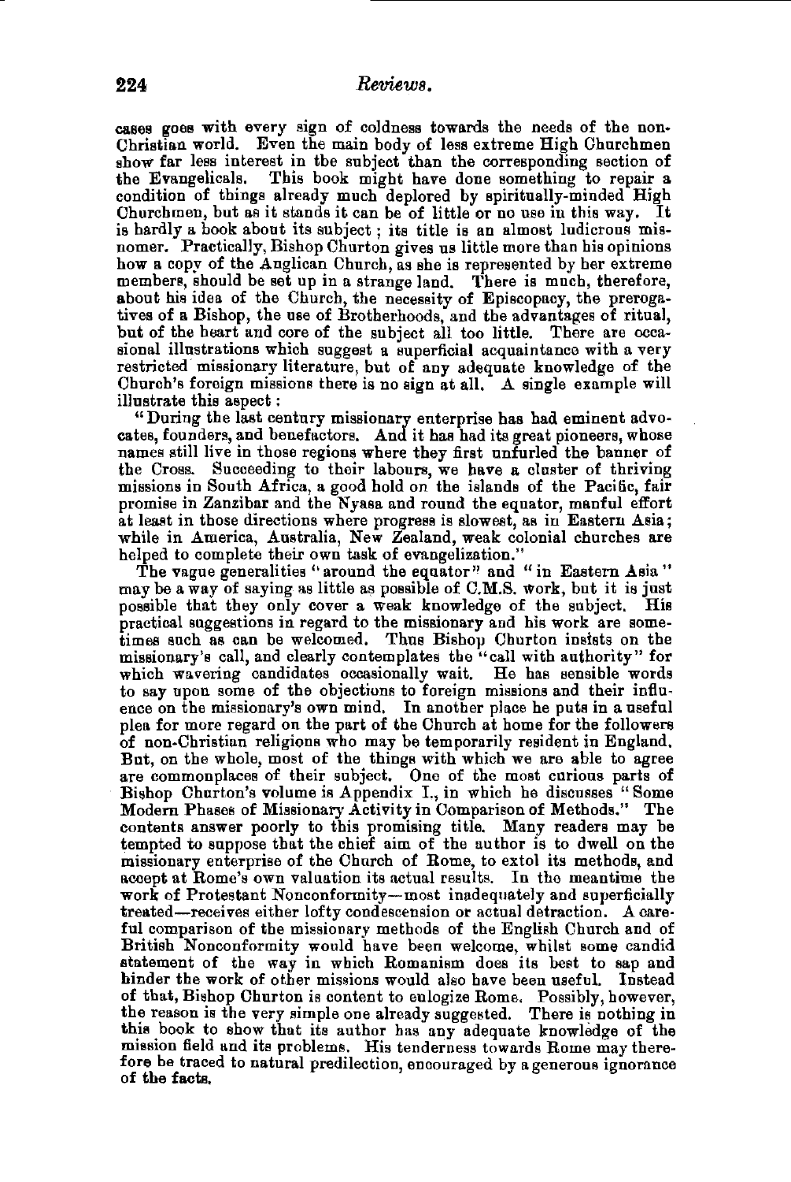cases goes with every sign of coldness towards the needs of the non-Christian world. Even the main body of less extreme High Churchmen show far less interest in the subject than the corresponding section of the Evangelicals. This book might have done something to repair a condition of things already much deplored by spiritually-minded High Churchmen, but as it stands it can be of little or no use in this way. It is hardly a book about its subject; its title is an almost ludicrous misnomer. Practically, Bishop Churton gives us little more than his opinions how a copy of the Anglican Church, as she is represented by her extreme members, should be set up in a strange land. There is much, therefore, about his idea of the Church, the necessity of Episcopacy, the prerogatives of a Bishop, the use of Brotherhoods, and the advantages of ritual, but of the heart and core of the subject all too little. There are occasional illustrations which suggest a superficial acquaintance with a very restricted missionary literature, but of any adequate knowledge of the Church's foreign missions there is no sign at all. A single example will illustrate this aspect:

"During the last century missionary enterprise has had eminent advocates, founders, and benefactors. And it has had its great pioneers, whose names still live in those regions where they first unfurled the banner of the Cross. Succeeding to their labours, we have a cluster of thriving missions in South Africa, a good hold on the islands of the Pacific, fair promise in Zanzibar and the Nyasa and round the equator, manful effort at least in those directions where progress is slowest, as in Eastern Asia; while in America, Australia, New Zealand, weak colonial churches are helped to complete their own task of evangelization."

The vague generalities "around the equator" and "in Eastern Asia" may be a way of saying as little as possible of C.M.S. work, but it is just possible that they only cover a weak knowledge of the subject. His practical suggestions in regard to the missionary and his work are sometimes such as can be welcomed. Thus Bishop Churton insists on the missionary's call, and clearly contemplates the "call with authority" for which wavering candidates occasionally wait. He has sensible words to say upon some of the objections to foreign missions and their influence on the missionary's own mind. In another place he puts in a useful plea for more regard on the part of the Church at home for the followers of non-Christian religions who may be temporarily resident in England. But, on the whole, most of the things with which we are able to agree are commonplaces of their subject. One of the most curious parts of Bishop Churton's volume is Appendix I., in which he discusses "Some Modern Phases of Missionary Activity in Comparison of Methods." The contents answer poorly to this promising title. Many readers may be tempted to suppose that the chief aim of the author is to dwell on the missionary enterprise of the Church of Rome, to extol its methods, and accept at Rome's own valuation its actual results. In the meantime the work of Protestant Nonconformity—most inadequately and superficially treated—receives either lofty condescension or actual detraction. A careful comparison of the missionary methods of the English Church and of British Nonconformity would have been welcome, whilst some candid statement of the way in which Romanism does its best to sap and hinder the work of other missions would also have been useful. Instead of that, Bishop Churton is content to eulogize Rome. Possibly, however, the reason is the very simple one already suggested. There is nothing in this book to show that its author has any adequate knowledge of the mission field and its problems. His tenderness towards Rome may therefore be traced to natural predilection, encouraged by a generous ignorance of the facts.